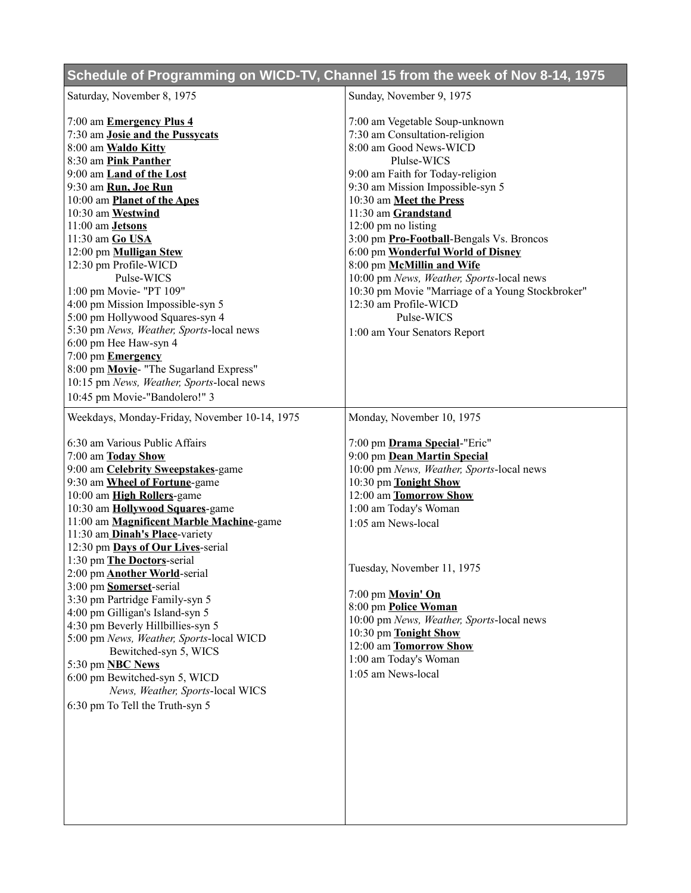## Schedule of Programming on WICD-TV, Channel 15 from the week of Nov 8-14, 1975

Saturday, November 8, 1975

7:00 am **Emergency Plus 4**
7:30 am **Josie and the Pussycats**
8:00 am **Waldo Kitty**
8:30 am **Pink Panther**
9:00 am **Land of the Lost**
9:30 am **Run, Joe Run**
10:00 am **Planet of the Apes**
10:30 am **Westwind**
11:00 am **Jetsons**
11:30 am **Go USA**
12:00 pm **Mulligan Stew**
12:30 pm Profile-WICD
Pulse-WICS
1:00 pm Movie- "PT 109"
4:00 pm Mission Impossible-syn 5
5:00 pm Hollywood Squares-syn 4
5:30 pm *News, Weather, Sports*-local news
6:00 pm Hee Haw-syn 4
7:00 pm **Emergency**
8:00 pm **Movie**- "The Sugarland Express"
10:15 pm *News, Weather, Sports*-local news
10:45 pm Movie-"Bandolero!" 3

Sunday, November 9, 1975

7:00 am Vegetable Soup-unknown
7:30 am Consultation-religion
8:00 am Good News-WICD
Plulse-WICS
9:00 am Faith for Today-religion
9:30 am Mission Impossible-syn 5
10:30 am **Meet the Press**
11:30 am **Grandstand**
12:00 pm no listing
3:00 pm **Pro-Football**-Bengals Vs. Broncos
6:00 pm **Wonderful World of Disney**
8:00 pm **McMillin and Wife**
10:00 pm *News, Weather, Sports*-local news
10:30 pm Movie "Marriage of a Young Stockbroker"
12:30 am Profile-WICD
Pulse-WICS
1:00 am Your Senators Report

Weekdays, Monday-Friday, November 10-14, 1975

6:30 am Various Public Affairs
7:00 am **Today Show**
9:00 am **Celebrity Sweepstakes**-game
9:30 am **Wheel of Fortune**-game
10:00 am **High Rollers**-game
10:30 am **Hollywood Squares**-game
11:00 am **Magnificent Marble Machine**-game
11:30 am **Dinah's Place**-variety
12:30 pm **Days of Our Lives**-serial
1:30 pm **The Doctors**-serial
2:00 pm **Another World**-serial
3:00 pm **Somerset**-serial
3:30 pm Partridge Family-syn 5
4:00 pm Gilligan's Island-syn 5
4:30 pm Beverly Hillbillies-syn 5
5:00 pm *News, Weather, Sports*-local WICD
Bewitched-syn 5, WICS
5:30 pm **NBC News**
6:00 pm Bewitched-syn 5, WICD
*News, Weather, Sports*-local WICS
6:30 pm To Tell the Truth-syn 5

Monday, November 10, 1975

7:00 pm **Drama Special**-"Eric"
9:00 pm **Dean Martin Special**
10:00 pm *News, Weather, Sports*-local news
10:30 pm **Tonight Show**
12:00 am **Tomorrow Show**
1:00 am Today's Woman
1:05 am News-local

Tuesday, November 11, 1975

7:00 pm **Movin' On**
8:00 pm **Police Woman**
10:00 pm *News, Weather, Sports*-local news
10:30 pm **Tonight Show**
12:00 am **Tomorrow Show**
1:00 am Today's Woman
1:05 am News-local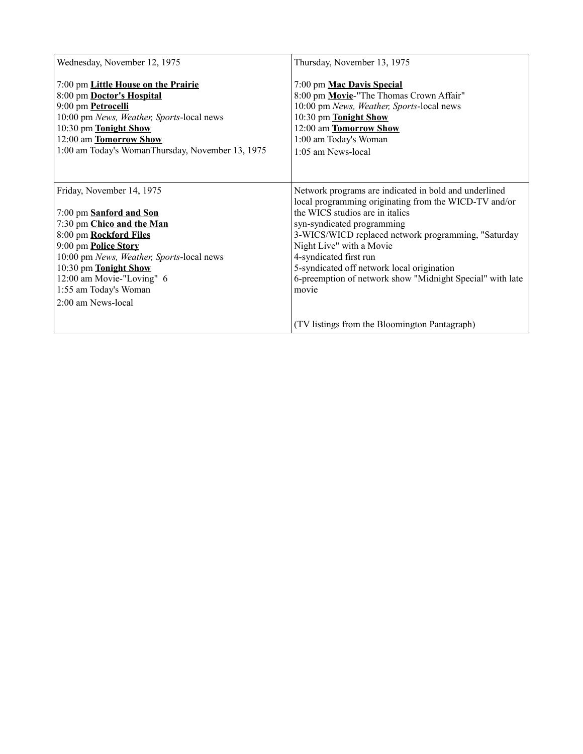| | |
|---|---|
| Wednesday, November 12, 1975<br><br>7:00 pm **Little House on the Prairie**<br>8:00 pm **Doctor's Hospital**<br>9:00 pm **Petrocelli**<br>10:00 pm *News, Weather, Sports*-local news<br>10:30 pm **Tonight Show**<br>12:00 am **Tomorrow Show**<br>1:00 am Today's WomanThursday, November 13, 1975 | Thursday, November 13, 1975<br><br>7:00 pm **Mac Davis Special**<br>8:00 pm **Movie**-"The Thomas Crown Affair"<br>10:00 pm *News, Weather, Sports*-local news<br>10:30 pm **Tonight Show**<br>12:00 am **Tomorrow Show**<br>1:00 am Today's Woman<br>1:05 am News-local |
| Friday, November 14, 1975<br><br>7:00 pm **Sanford and Son**<br>7:30 pm **Chico and the Man**<br>8:00 pm **Rockford Files**<br>9:00 pm **Police Story**<br>10:00 pm *News, Weather, Sports*-local news<br>10:30 pm **Tonight Show**<br>12:00 am Movie-"Loving" 6<br>1:55 am Today's Woman<br>2:00 am News-local | Network programs are indicated in bold and underlined local programming originating from the WICD-TV and/or the WICS studios are in italics<br>syn-syndicated programming<br>3-WICS/WICD replaced network programming, "Saturday Night Live" with a Movie<br>4-syndicated first run<br>5-syndicated off network local origination<br>6-preemption of network show "Midnight Special" with late movie<br><br>(TV listings from the Bloomington Pantagraph) |